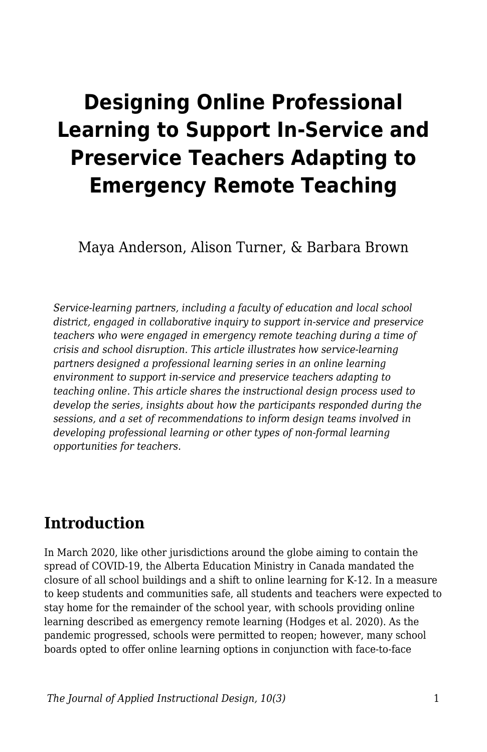# Designing Online Professional Learning to Support In-Service and Preservice Teachers Adapting to Emergency Remote Teaching

Maya Anderson, Alison Turner, & Barbara Brown

*Service-learning partners, including a faculty of education and local school district, engaged in collaborative inquiry to support in-service and preservice teachers who were engaged in emergency remote teaching during a time of crisis and school disruption. This article illustrates how service-learning partners designed a professional learning series in an online learning environment to support in-service and preservice teachers adapting to teaching online. This article shares the instructional design process used to develop the series, insights about how the participants responded during the sessions, and a set of recommendations to inform design teams involved in developing professional learning or other types of non-formal learning opportunities for teachers.*

## Introduction

In March 2020, like other jurisdictions around the globe aiming to contain the spread of COVID-19, the Alberta Education Ministry in Canada mandated the closure of all school buildings and a shift to online learning for K-12. In a measure to keep students and communities safe, all students and teachers were expected to stay home for the remainder of the school year, with schools providing online learning described as emergency remote learning (Hodges et al. 2020). As the pandemic progressed, schools were permitted to reopen; however, many school boards opted to offer online learning options in conjunction with face-to-face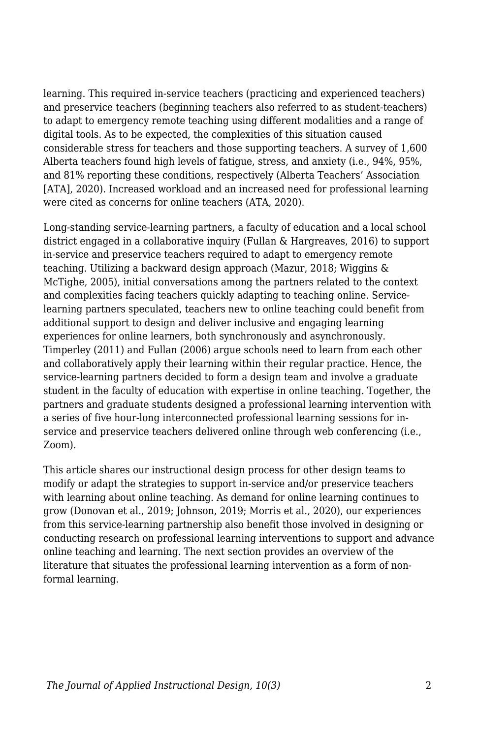learning. This required in-service teachers (practicing and experienced teachers) and preservice teachers (beginning teachers also referred to as student-teachers) to adapt to emergency remote teaching using different modalities and a range of digital tools. As to be expected, the complexities of this situation caused considerable stress for teachers and those supporting teachers. A survey of 1,600 Alberta teachers found high levels of fatigue, stress, and anxiety (i.e., 94%, 95%, and 81% reporting these conditions, respectively (Alberta Teachers' Association [ATA], 2020). Increased workload and an increased need for professional learning were cited as concerns for online teachers (ATA, 2020).

Long-standing service-learning partners, a faculty of education and a local school district engaged in a collaborative inquiry (Fullan & Hargreaves, 2016) to support in-service and preservice teachers required to adapt to emergency remote teaching. Utilizing a backward design approach (Mazur, 2018; Wiggins & McTighe, 2005), initial conversations among the partners related to the context and complexities facing teachers quickly adapting to teaching online. Service-learning partners speculated, teachers new to online teaching could benefit from additional support to design and deliver inclusive and engaging learning experiences for online learners, both synchronously and asynchronously. Timperley (2011) and Fullan (2006) argue schools need to learn from each other and collaboratively apply their learning within their regular practice. Hence, the service-learning partners decided to form a design team and involve a graduate student in the faculty of education with expertise in online teaching. Together, the partners and graduate students designed a professional learning intervention with a series of five hour-long interconnected professional learning sessions for in-service and preservice teachers delivered online through web conferencing (i.e., Zoom).

This article shares our instructional design process for other design teams to modify or adapt the strategies to support in-service and/or preservice teachers with learning about online teaching. As demand for online learning continues to grow (Donovan et al., 2019; Johnson, 2019; Morris et al., 2020), our experiences from this service-learning partnership also benefit those involved in designing or conducting research on professional learning interventions to support and advance online teaching and learning. The next section provides an overview of the literature that situates the professional learning intervention as a form of non-formal learning.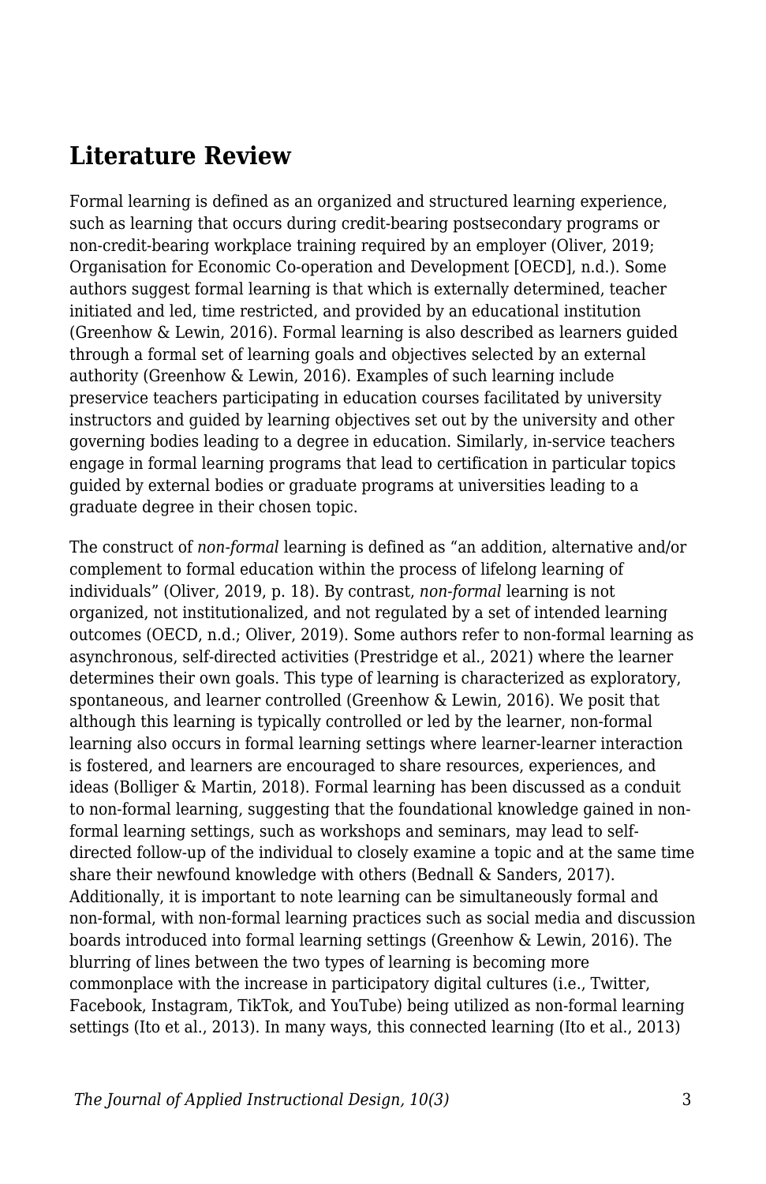## Literature Review

Formal learning is defined as an organized and structured learning experience, such as learning that occurs during credit-bearing postsecondary programs or non-credit-bearing workplace training required by an employer (Oliver, 2019; Organisation for Economic Co-operation and Development [OECD], n.d.). Some authors suggest formal learning is that which is externally determined, teacher initiated and led, time restricted, and provided by an educational institution (Greenhow & Lewin, 2016). Formal learning is also described as learners guided through a formal set of learning goals and objectives selected by an external authority (Greenhow & Lewin, 2016). Examples of such learning include preservice teachers participating in education courses facilitated by university instructors and guided by learning objectives set out by the university and other governing bodies leading to a degree in education. Similarly, in-service teachers engage in formal learning programs that lead to certification in particular topics guided by external bodies or graduate programs at universities leading to a graduate degree in their chosen topic.

The construct of *non-formal* learning is defined as “an addition, alternative and/or complement to formal education within the process of lifelong learning of individuals” (Oliver, 2019, p. 18). By contrast, *non-formal* learning is not organized, not institutionalized, and not regulated by a set of intended learning outcomes (OECD, n.d.; Oliver, 2019). Some authors refer to non-formal learning as asynchronous, self-directed activities (Prestridge et al., 2021) where the learner determines their own goals. This type of learning is characterized as exploratory, spontaneous, and learner controlled (Greenhow & Lewin, 2016). We posit that although this learning is typically controlled or led by the learner, non-formal learning also occurs in formal learning settings where learner-learner interaction is fostered, and learners are encouraged to share resources, experiences, and ideas (Bolliger & Martin, 2018). Formal learning has been discussed as a conduit to non-formal learning, suggesting that the foundational knowledge gained in non-formal learning settings, such as workshops and seminars, may lead to self-directed follow-up of the individual to closely examine a topic and at the same time share their newfound knowledge with others (Bednall & Sanders, 2017). Additionally, it is important to note learning can be simultaneously formal and non-formal, with non-formal learning practices such as social media and discussion boards introduced into formal learning settings (Greenhow & Lewin, 2016). The blurring of lines between the two types of learning is becoming more commonplace with the increase in participatory digital cultures (i.e., Twitter, Facebook, Instagram, TikTok, and YouTube) being utilized as non-formal learning settings (Ito et al., 2013). In many ways, this connected learning (Ito et al., 2013)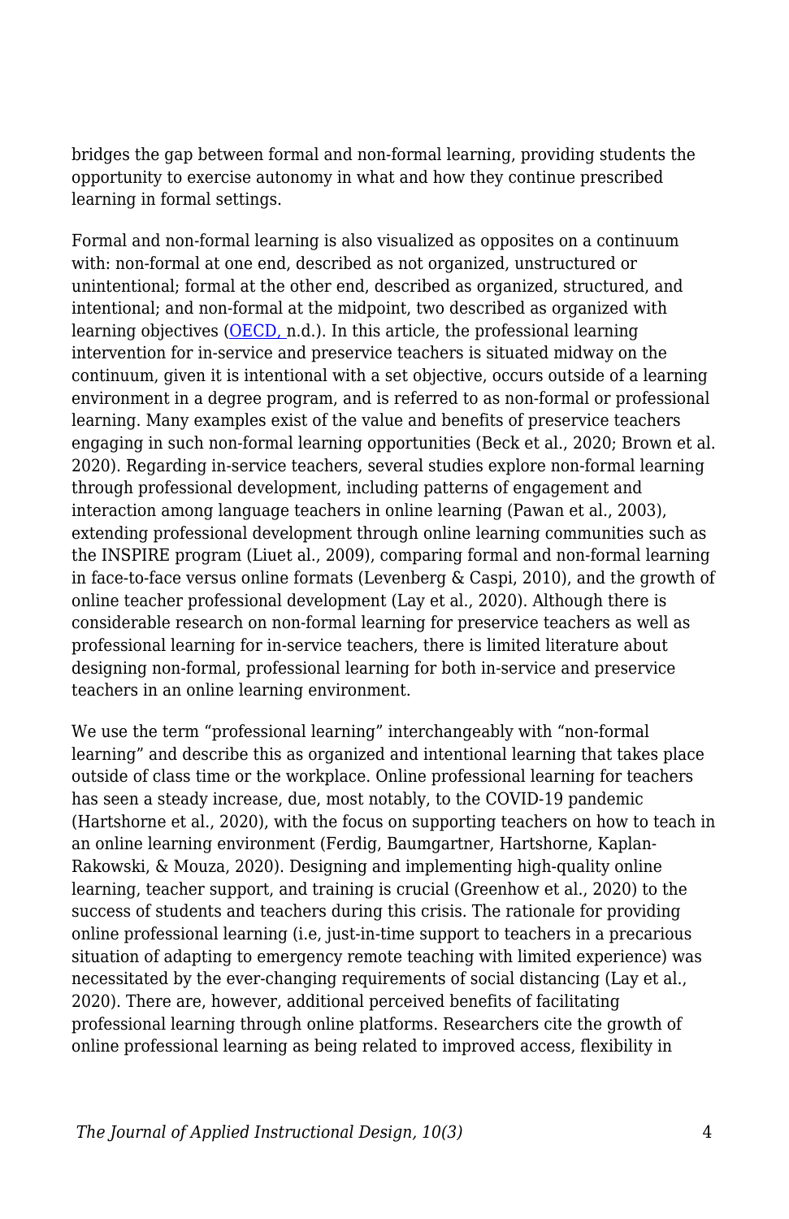bridges the gap between formal and non-formal learning, providing students the opportunity to exercise autonomy in what and how they continue prescribed learning in formal settings.

Formal and non-formal learning is also visualized as opposites on a continuum with: non-formal at one end, described as not organized, unstructured or unintentional; formal at the other end, described as organized, structured, and intentional; and non-formal at the midpoint, two described as organized with learning objectives (OECD, n.d.). In this article, the professional learning intervention for in-service and preservice teachers is situated midway on the continuum, given it is intentional with a set objective, occurs outside of a learning environment in a degree program, and is referred to as non-formal or professional learning. Many examples exist of the value and benefits of preservice teachers engaging in such non-formal learning opportunities (Beck et al., 2020; Brown et al. 2020). Regarding in-service teachers, several studies explore non-formal learning through professional development, including patterns of engagement and interaction among language teachers in online learning (Pawan et al., 2003), extending professional development through online learning communities such as the INSPIRE program (Liuet al., 2009), comparing formal and non-formal learning in face-to-face versus online formats (Levenberg & Caspi, 2010), and the growth of online teacher professional development (Lay et al., 2020). Although there is considerable research on non-formal learning for preservice teachers as well as professional learning for in-service teachers, there is limited literature about designing non-formal, professional learning for both in-service and preservice teachers in an online learning environment.

We use the term "professional learning" interchangeably with "non-formal learning" and describe this as organized and intentional learning that takes place outside of class time or the workplace. Online professional learning for teachers has seen a steady increase, due, most notably, to the COVID-19 pandemic (Hartshorne et al., 2020), with the focus on supporting teachers on how to teach in an online learning environment (Ferdig, Baumgartner, Hartshorne, Kaplan-Rakowski, & Mouza, 2020). Designing and implementing high-quality online learning, teacher support, and training is crucial (Greenhow et al., 2020) to the success of students and teachers during this crisis. The rationale for providing online professional learning (i.e, just-in-time support to teachers in a precarious situation of adapting to emergency remote teaching with limited experience) was necessitated by the ever-changing requirements of social distancing (Lay et al., 2020). There are, however, additional perceived benefits of facilitating professional learning through online platforms. Researchers cite the growth of online professional learning as being related to improved access, flexibility in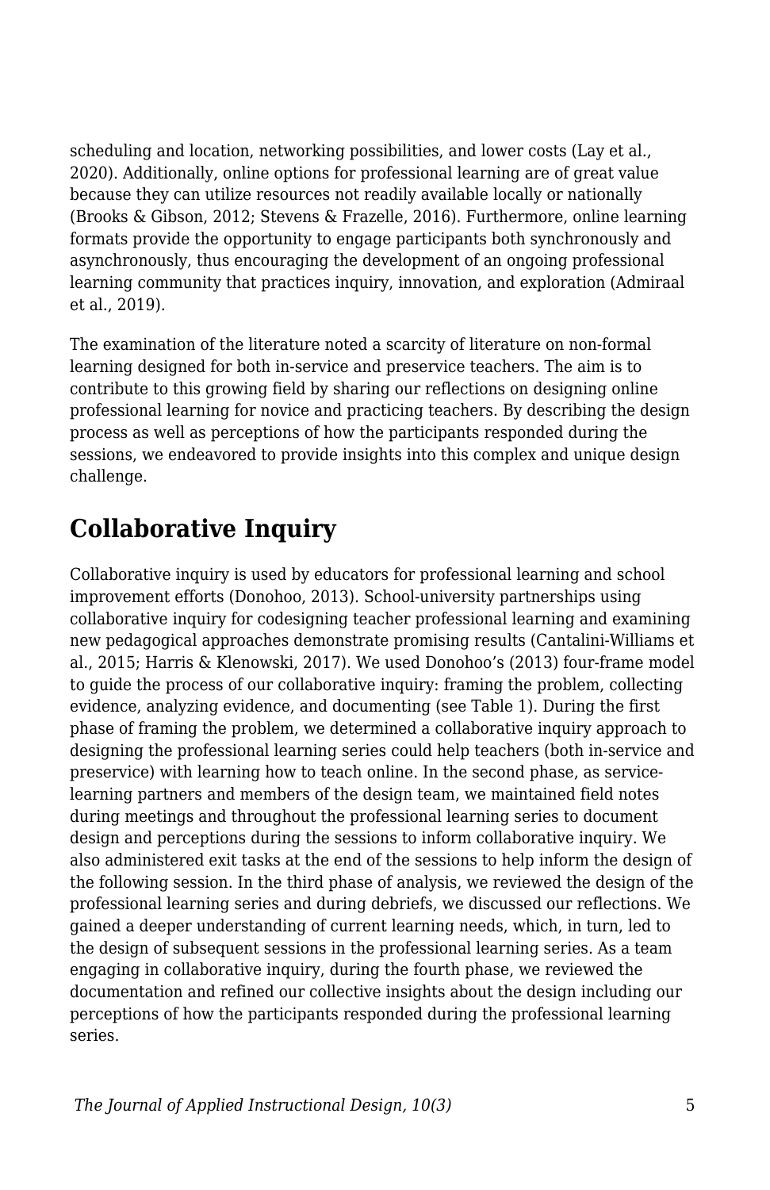scheduling and location, networking possibilities, and lower costs (Lay et al., 2020). Additionally, online options for professional learning are of great value because they can utilize resources not readily available locally or nationally (Brooks & Gibson, 2012; Stevens & Frazelle, 2016). Furthermore, online learning formats provide the opportunity to engage participants both synchronously and asynchronously, thus encouraging the development of an ongoing professional learning community that practices inquiry, innovation, and exploration (Admiraal et al., 2019).

The examination of the literature noted a scarcity of literature on non-formal learning designed for both in-service and preservice teachers. The aim is to contribute to this growing field by sharing our reflections on designing online professional learning for novice and practicing teachers. By describing the design process as well as perceptions of how the participants responded during the sessions, we endeavored to provide insights into this complex and unique design challenge.

## Collaborative Inquiry

Collaborative inquiry is used by educators for professional learning and school improvement efforts (Donohoo, 2013). School-university partnerships using collaborative inquiry for codesigning teacher professional learning and examining new pedagogical approaches demonstrate promising results (Cantalini-Williams et al., 2015; Harris & Klenowski, 2017). We used Donohoo's (2013) four-frame model to guide the process of our collaborative inquiry: framing the problem, collecting evidence, analyzing evidence, and documenting (see Table 1). During the first phase of framing the problem, we determined a collaborative inquiry approach to designing the professional learning series could help teachers (both in-service and preservice) with learning how to teach online. In the second phase, as service-learning partners and members of the design team, we maintained field notes during meetings and throughout the professional learning series to document design and perceptions during the sessions to inform collaborative inquiry. We also administered exit tasks at the end of the sessions to help inform the design of the following session. In the third phase of analysis, we reviewed the design of the professional learning series and during debriefs, we discussed our reflections. We gained a deeper understanding of current learning needs, which, in turn, led to the design of subsequent sessions in the professional learning series. As a team engaging in collaborative inquiry, during the fourth phase, we reviewed the documentation and refined our collective insights about the design including our perceptions of how the participants responded during the professional learning series.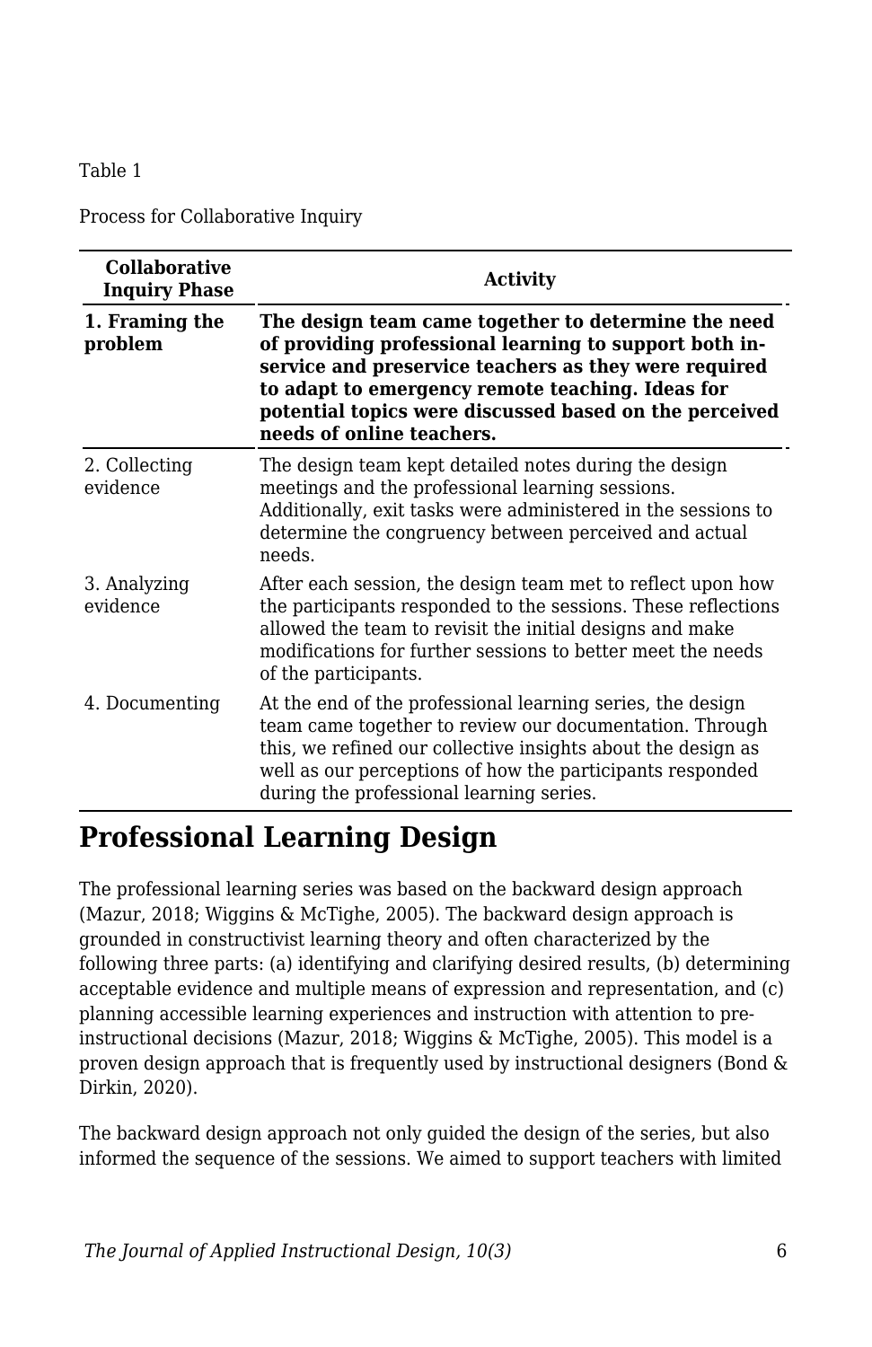Table 1

Process for Collaborative Inquiry

| Collaborative Inquiry Phase | Activity |
| --- | --- |
| **1. Framing the problem** | **The design team came together to determine the need of providing professional learning to support both in-service and preservice teachers as they were required to adapt to emergency remote teaching. Ideas for potential topics were discussed based on the perceived needs of online teachers.** |
| 2. Collecting evidence | The design team kept detailed notes during the design meetings and the professional learning sessions. Additionally, exit tasks were administered in the sessions to determine the congruency between perceived and actual needs. |
| 3. Analyzing evidence | After each session, the design team met to reflect upon how the participants responded to the sessions. These reflections allowed the team to revisit the initial designs and make modifications for further sessions to better meet the needs of the participants. |
| 4. Documenting | At the end of the professional learning series, the design team came together to review our documentation. Through this, we refined our collective insights about the design as well as our perceptions of how the participants responded during the professional learning series. |

## Professional Learning Design

The professional learning series was based on the backward design approach (Mazur, 2018; Wiggins & McTighe, 2005). The backward design approach is grounded in constructivist learning theory and often characterized by the following three parts: (a) identifying and clarifying desired results, (b) determining acceptable evidence and multiple means of expression and representation, and (c) planning accessible learning experiences and instruction with attention to pre-instructional decisions (Mazur, 2018; Wiggins & McTighe, 2005). This model is a proven design approach that is frequently used by instructional designers (Bond & Dirkin, 2020).

The backward design approach not only guided the design of the series, but also informed the sequence of the sessions. We aimed to support teachers with limited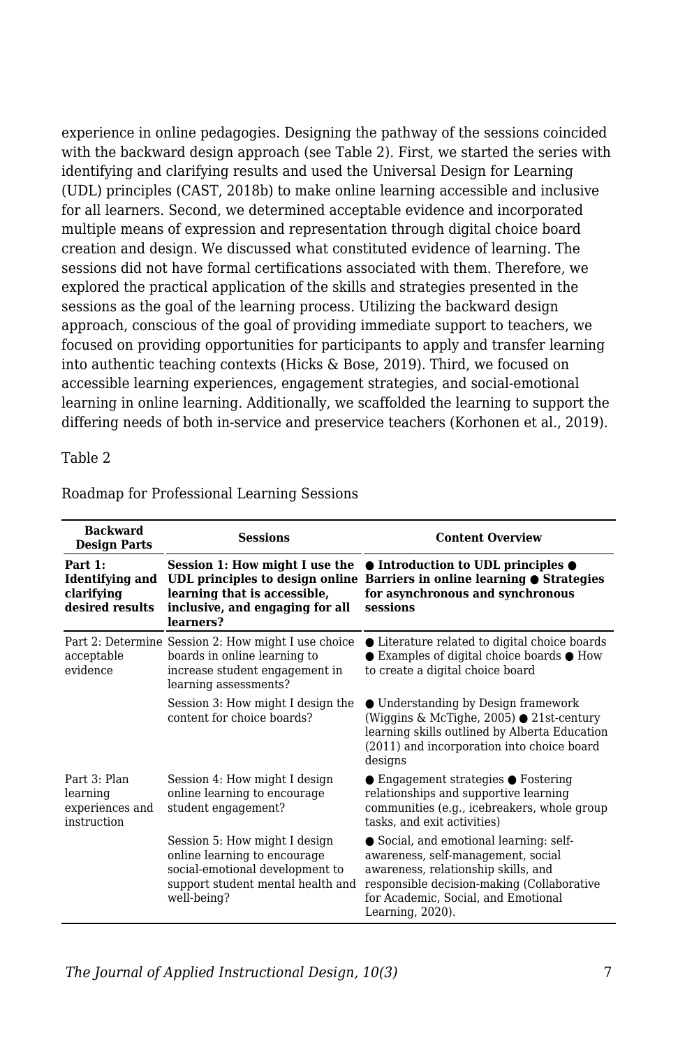experience in online pedagogies. Designing the pathway of the sessions coincided with the backward design approach (see Table 2). First, we started the series with identifying and clarifying results and used the Universal Design for Learning (UDL) principles (CAST, 2018b) to make online learning accessible and inclusive for all learners. Second, we determined acceptable evidence and incorporated multiple means of expression and representation through digital choice board creation and design. We discussed what constituted evidence of learning. The sessions did not have formal certifications associated with them. Therefore, we explored the practical application of the skills and strategies presented in the sessions as the goal of the learning process. Utilizing the backward design approach, conscious of the goal of providing immediate support to teachers, we focused on providing opportunities for participants to apply and transfer learning into authentic teaching contexts (Hicks & Bose, 2019). Third, we focused on accessible learning experiences, engagement strategies, and social-emotional learning in online learning. Additionally, we scaffolded the learning to support the differing needs of both in-service and preservice teachers (Korhonen et al., 2019).

Table 2

Roadmap for Professional Learning Sessions

| Backward Design Parts | Sessions | Content Overview |
|---|---|---|
| **Part 1: Identifying and clarifying desired results** | **Session 1: How might I use the UDL principles to design online learning that is accessible, inclusive, and engaging for all learners?** | **● Introduction to UDL principles ● Barriers in online learning ● Strategies for asynchronous and synchronous sessions** |
| Part 2: Determine acceptable evidence | Session 2: How might I use choice boards in online learning to increase student engagement in learning assessments? | ● Literature related to digital choice boards ● Examples of digital choice boards ● How to create a digital choice board |
| | Session 3: How might I design the content for choice boards? | ● Understanding by Design framework (Wiggins & McTighe, 2005) ● 21st-century learning skills outlined by Alberta Education (2011) and incorporation into choice board designs |
| Part 3: Plan learning experiences and instruction | Session 4: How might I design online learning to encourage student engagement? | ● Engagement strategies ● Fostering relationships and supportive learning communities (e.g., icebreakers, whole group tasks, and exit activities) |
| | Session 5: How might I design online learning to encourage social-emotional development to support student mental health and well-being? | ● Social, and emotional learning: self-awareness, self-management, social awareness, relationship skills, and responsible decision-making (Collaborative for Academic, Social, and Emotional Learning, 2020). |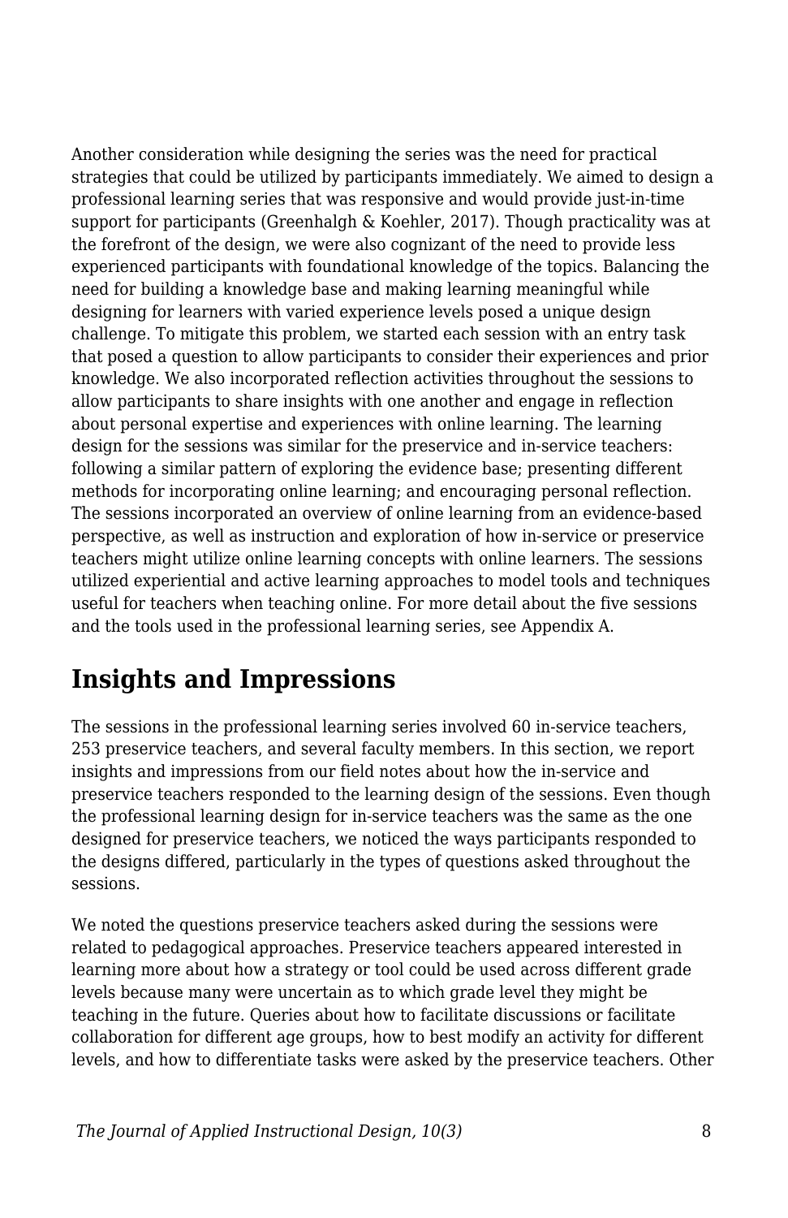Another consideration while designing the series was the need for practical strategies that could be utilized by participants immediately. We aimed to design a professional learning series that was responsive and would provide just-in-time support for participants (Greenhalgh & Koehler, 2017). Though practicality was at the forefront of the design, we were also cognizant of the need to provide less experienced participants with foundational knowledge of the topics. Balancing the need for building a knowledge base and making learning meaningful while designing for learners with varied experience levels posed a unique design challenge. To mitigate this problem, we started each session with an entry task that posed a question to allow participants to consider their experiences and prior knowledge. We also incorporated reflection activities throughout the sessions to allow participants to share insights with one another and engage in reflection about personal expertise and experiences with online learning. The learning design for the sessions was similar for the preservice and in-service teachers: following a similar pattern of exploring the evidence base; presenting different methods for incorporating online learning; and encouraging personal reflection. The sessions incorporated an overview of online learning from an evidence-based perspective, as well as instruction and exploration of how in-service or preservice teachers might utilize online learning concepts with online learners. The sessions utilized experiential and active learning approaches to model tools and techniques useful for teachers when teaching online. For more detail about the five sessions and the tools used in the professional learning series, see Appendix A.

## Insights and Impressions

The sessions in the professional learning series involved 60 in-service teachers, 253 preservice teachers, and several faculty members. In this section, we report insights and impressions from our field notes about how the in-service and preservice teachers responded to the learning design of the sessions. Even though the professional learning design for in-service teachers was the same as the one designed for preservice teachers, we noticed the ways participants responded to the designs differed, particularly in the types of questions asked throughout the sessions.

We noted the questions preservice teachers asked during the sessions were related to pedagogical approaches. Preservice teachers appeared interested in learning more about how a strategy or tool could be used across different grade levels because many were uncertain as to which grade level they might be teaching in the future. Queries about how to facilitate discussions or facilitate collaboration for different age groups, how to best modify an activity for different levels, and how to differentiate tasks were asked by the preservice teachers. Other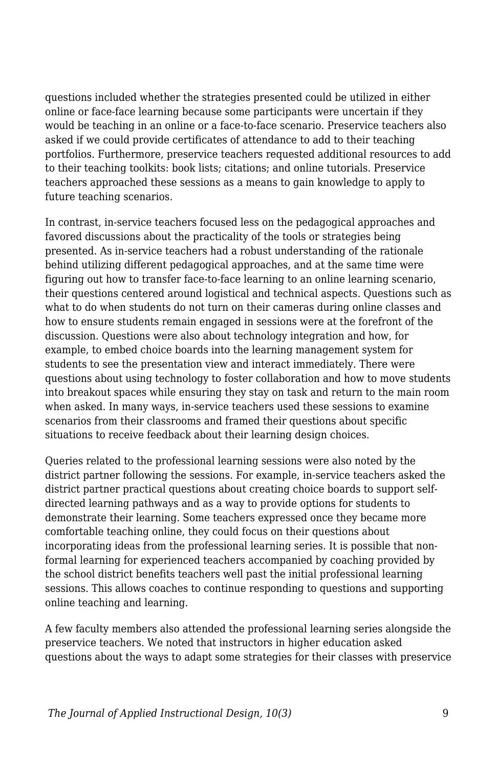questions included whether the strategies presented could be utilized in either online or face-face learning because some participants were uncertain if they would be teaching in an online or a face-to-face scenario. Preservice teachers also asked if we could provide certificates of attendance to add to their teaching portfolios. Furthermore, preservice teachers requested additional resources to add to their teaching toolkits: book lists; citations; and online tutorials. Preservice teachers approached these sessions as a means to gain knowledge to apply to future teaching scenarios.

In contrast, in-service teachers focused less on the pedagogical approaches and favored discussions about the practicality of the tools or strategies being presented. As in-service teachers had a robust understanding of the rationale behind utilizing different pedagogical approaches, and at the same time were figuring out how to transfer face-to-face learning to an online learning scenario, their questions centered around logistical and technical aspects. Questions such as what to do when students do not turn on their cameras during online classes and how to ensure students remain engaged in sessions were at the forefront of the discussion. Questions were also about technology integration and how, for example, to embed choice boards into the learning management system for students to see the presentation view and interact immediately. There were questions about using technology to foster collaboration and how to move students into breakout spaces while ensuring they stay on task and return to the main room when asked. In many ways, in-service teachers used these sessions to examine scenarios from their classrooms and framed their questions about specific situations to receive feedback about their learning design choices.

Queries related to the professional learning sessions were also noted by the district partner following the sessions. For example, in-service teachers asked the district partner practical questions about creating choice boards to support self-directed learning pathways and as a way to provide options for students to demonstrate their learning. Some teachers expressed once they became more comfortable teaching online, they could focus on their questions about incorporating ideas from the professional learning series. It is possible that non-formal learning for experienced teachers accompanied by coaching provided by the school district benefits teachers well past the initial professional learning sessions. This allows coaches to continue responding to questions and supporting online teaching and learning.

A few faculty members also attended the professional learning series alongside the preservice teachers. We noted that instructors in higher education asked questions about the ways to adapt some strategies for their classes with preservice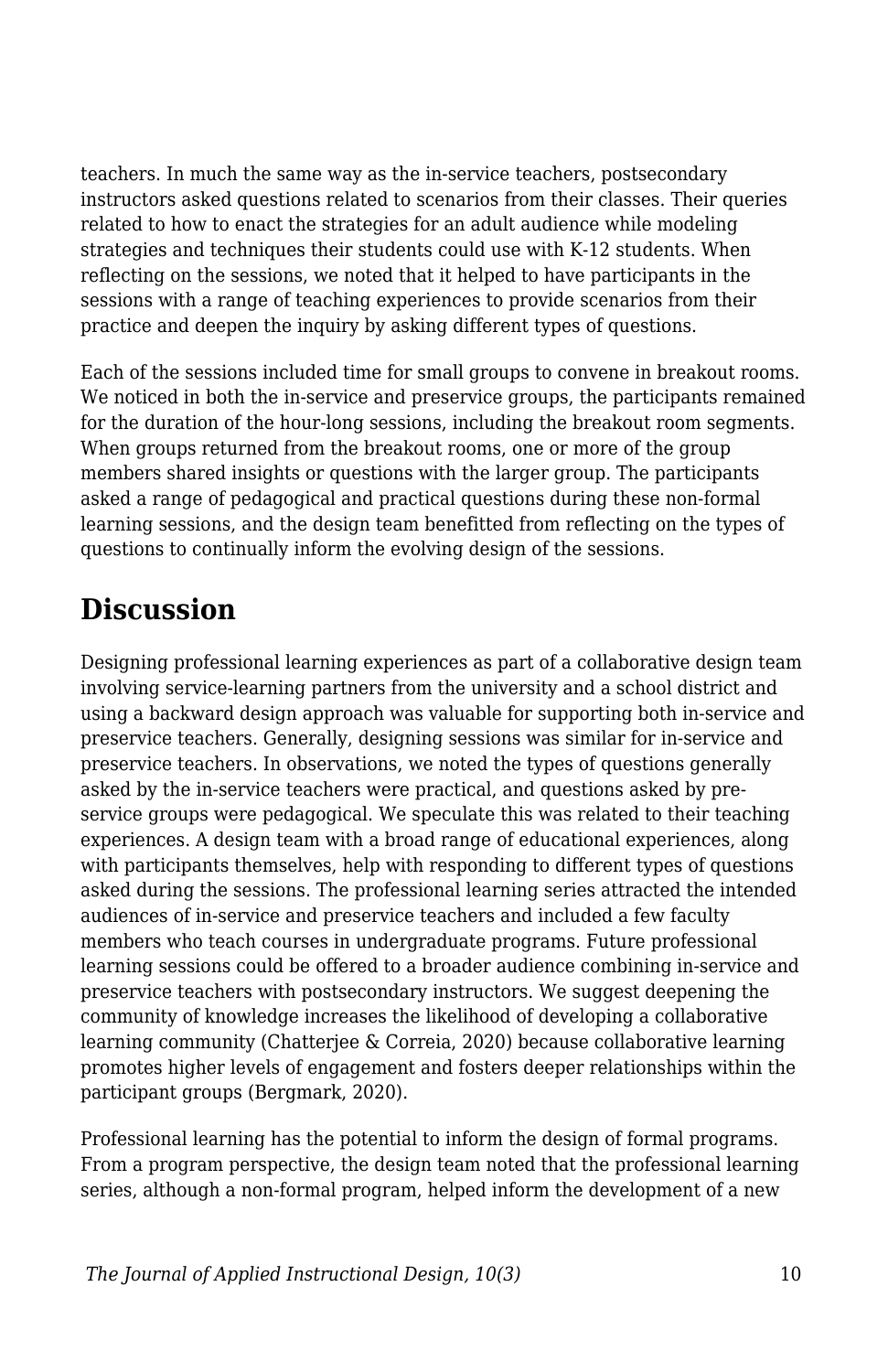teachers. In much the same way as the in-service teachers, postsecondary instructors asked questions related to scenarios from their classes. Their queries related to how to enact the strategies for an adult audience while modeling strategies and techniques their students could use with K-12 students. When reflecting on the sessions, we noted that it helped to have participants in the sessions with a range of teaching experiences to provide scenarios from their practice and deepen the inquiry by asking different types of questions.

Each of the sessions included time for small groups to convene in breakout rooms. We noticed in both the in-service and preservice groups, the participants remained for the duration of the hour-long sessions, including the breakout room segments. When groups returned from the breakout rooms, one or more of the group members shared insights or questions with the larger group. The participants asked a range of pedagogical and practical questions during these non-formal learning sessions, and the design team benefitted from reflecting on the types of questions to continually inform the evolving design of the sessions.

## Discussion

Designing professional learning experiences as part of a collaborative design team involving service-learning partners from the university and a school district and using a backward design approach was valuable for supporting both in-service and preservice teachers. Generally, designing sessions was similar for in-service and preservice teachers. In observations, we noted the types of questions generally asked by the in-service teachers were practical, and questions asked by pre-service groups were pedagogical. We speculate this was related to their teaching experiences. A design team with a broad range of educational experiences, along with participants themselves, help with responding to different types of questions asked during the sessions. The professional learning series attracted the intended audiences of in-service and preservice teachers and included a few faculty members who teach courses in undergraduate programs. Future professional learning sessions could be offered to a broader audience combining in-service and preservice teachers with postsecondary instructors. We suggest deepening the community of knowledge increases the likelihood of developing a collaborative learning community (Chatterjee & Correia, 2020) because collaborative learning promotes higher levels of engagement and fosters deeper relationships within the participant groups (Bergmark, 2020).

Professional learning has the potential to inform the design of formal programs. From a program perspective, the design team noted that the professional learning series, although a non-formal program, helped inform the development of a new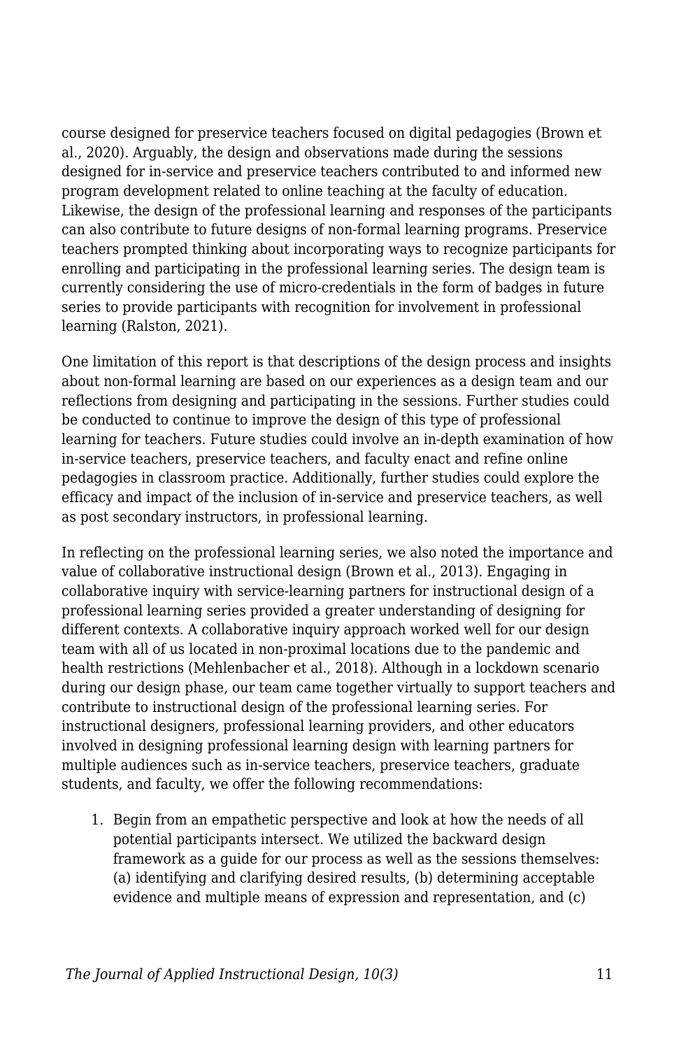course designed for preservice teachers focused on digital pedagogies (Brown et al., 2020). Arguably, the design and observations made during the sessions designed for in-service and preservice teachers contributed to and informed new program development related to online teaching at the faculty of education. Likewise, the design of the professional learning and responses of the participants can also contribute to future designs of non-formal learning programs. Preservice teachers prompted thinking about incorporating ways to recognize participants for enrolling and participating in the professional learning series. The design team is currently considering the use of micro-credentials in the form of badges in future series to provide participants with recognition for involvement in professional learning (Ralston, 2021).

One limitation of this report is that descriptions of the design process and insights about non-formal learning are based on our experiences as a design team and our reflections from designing and participating in the sessions. Further studies could be conducted to continue to improve the design of this type of professional learning for teachers. Future studies could involve an in-depth examination of how in-service teachers, preservice teachers, and faculty enact and refine online pedagogies in classroom practice. Additionally, further studies could explore the efficacy and impact of the inclusion of in-service and preservice teachers, as well as post secondary instructors, in professional learning.

In reflecting on the professional learning series, we also noted the importance and value of collaborative instructional design (Brown et al., 2013). Engaging in collaborative inquiry with service-learning partners for instructional design of a professional learning series provided a greater understanding of designing for different contexts. A collaborative inquiry approach worked well for our design team with all of us located in non-proximal locations due to the pandemic and health restrictions (Mehlenbacher et al., 2018). Although in a lockdown scenario during our design phase, our team came together virtually to support teachers and contribute to instructional design of the professional learning series. For instructional designers, professional learning providers, and other educators involved in designing professional learning design with learning partners for multiple audiences such as in-service teachers, preservice teachers, graduate students, and faculty, we offer the following recommendations:

1. Begin from an empathetic perspective and look at how the needs of all potential participants intersect. We utilized the backward design framework as a guide for our process as well as the sessions themselves: (a) identifying and clarifying desired results, (b) determining acceptable evidence and multiple means of expression and representation, and (c)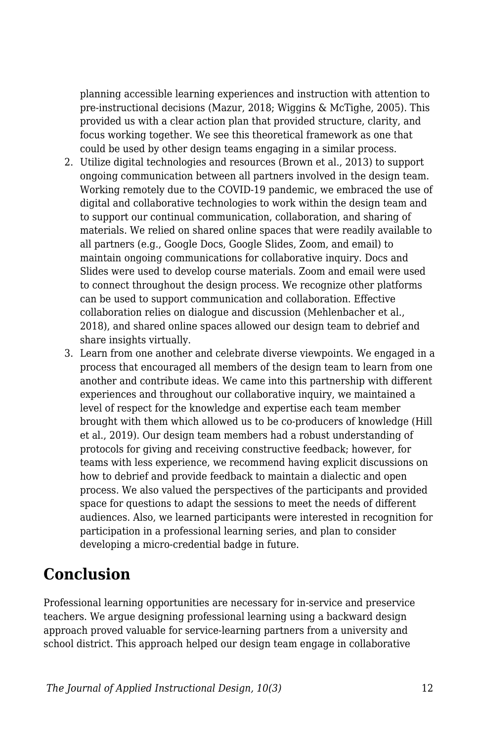planning accessible learning experiences and instruction with attention to pre-instructional decisions (Mazur, 2018; Wiggins & McTighe, 2005). This provided us with a clear action plan that provided structure, clarity, and focus working together. We see this theoretical framework as one that could be used by other design teams engaging in a similar process.

2. Utilize digital technologies and resources (Brown et al., 2013) to support ongoing communication between all partners involved in the design team. Working remotely due to the COVID-19 pandemic, we embraced the use of digital and collaborative technologies to work within the design team and to support our continual communication, collaboration, and sharing of materials. We relied on shared online spaces that were readily available to all partners (e.g., Google Docs, Google Slides, Zoom, and email) to maintain ongoing communications for collaborative inquiry. Docs and Slides were used to develop course materials. Zoom and email were used to connect throughout the design process. We recognize other platforms can be used to support communication and collaboration. Effective collaboration relies on dialogue and discussion (Mehlenbacher et al., 2018), and shared online spaces allowed our design team to debrief and share insights virtually.
3. Learn from one another and celebrate diverse viewpoints. We engaged in a process that encouraged all members of the design team to learn from one another and contribute ideas. We came into this partnership with different experiences and throughout our collaborative inquiry, we maintained a level of respect for the knowledge and expertise each team member brought with them which allowed us to be co-producers of knowledge (Hill et al., 2019). Our design team members had a robust understanding of protocols for giving and receiving constructive feedback; however, for teams with less experience, we recommend having explicit discussions on how to debrief and provide feedback to maintain a dialectic and open process. We also valued the perspectives of the participants and provided space for questions to adapt the sessions to meet the needs of different audiences. Also, we learned participants were interested in recognition for participation in a professional learning series, and plan to consider developing a micro-credential badge in future.

## Conclusion

Professional learning opportunities are necessary for in-service and preservice teachers. We argue designing professional learning using a backward design approach proved valuable for service-learning partners from a university and school district. This approach helped our design team engage in collaborative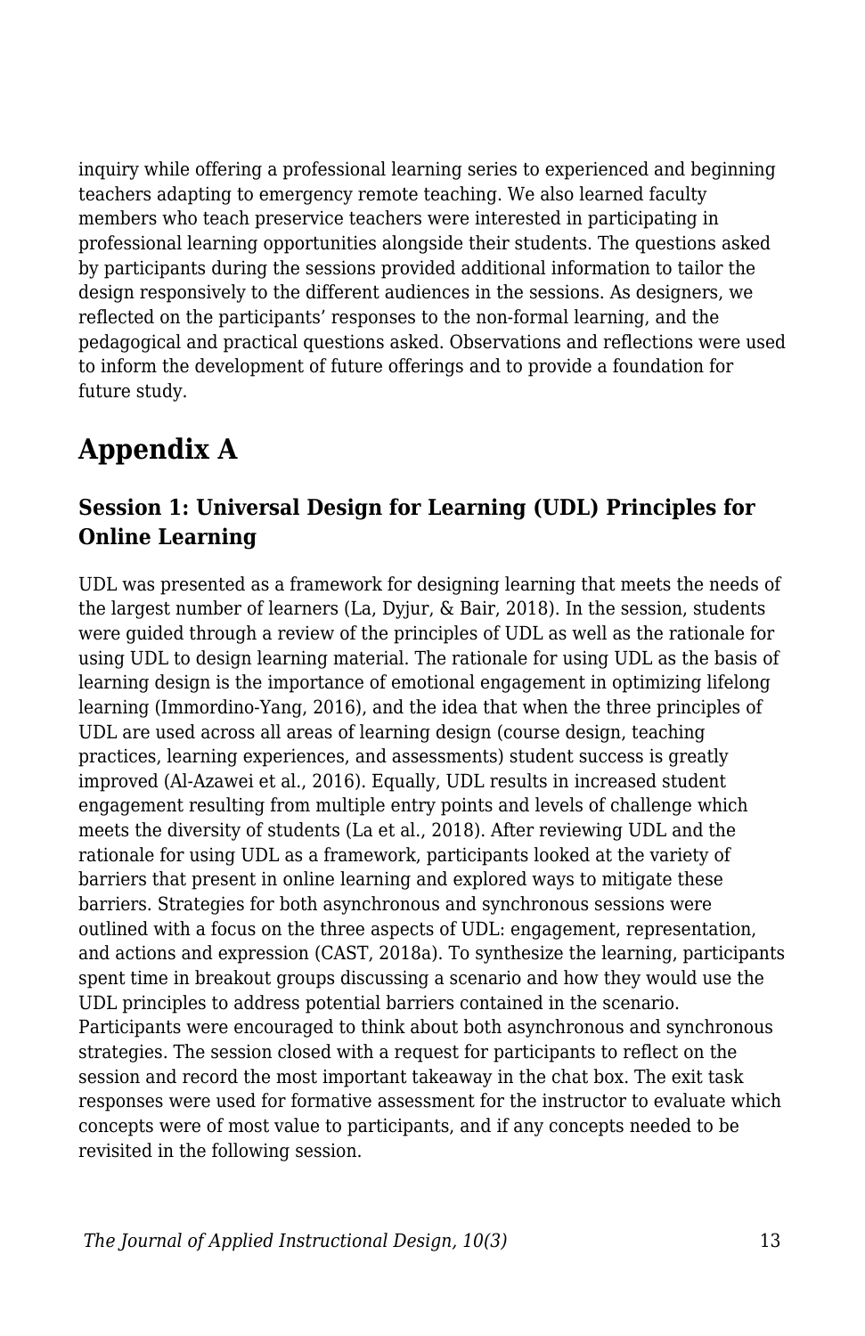inquiry while offering a professional learning series to experienced and beginning teachers adapting to emergency remote teaching. We also learned faculty members who teach preservice teachers were interested in participating in professional learning opportunities alongside their students. The questions asked by participants during the sessions provided additional information to tailor the design responsively to the different audiences in the sessions. As designers, we reflected on the participants' responses to the non-formal learning, and the pedagogical and practical questions asked. Observations and reflections were used to inform the development of future offerings and to provide a foundation for future study.

## Appendix A

### Session 1: Universal Design for Learning (UDL) Principles for Online Learning

UDL was presented as a framework for designing learning that meets the needs of the largest number of learners (La, Dyjur, & Bair, 2018). In the session, students were guided through a review of the principles of UDL as well as the rationale for using UDL to design learning material. The rationale for using UDL as the basis of learning design is the importance of emotional engagement in optimizing lifelong learning (Immordino-Yang, 2016), and the idea that when the three principles of UDL are used across all areas of learning design (course design, teaching practices, learning experiences, and assessments) student success is greatly improved (Al-Azawei et al., 2016). Equally, UDL results in increased student engagement resulting from multiple entry points and levels of challenge which meets the diversity of students (La et al., 2018). After reviewing UDL and the rationale for using UDL as a framework, participants looked at the variety of barriers that present in online learning and explored ways to mitigate these barriers. Strategies for both asynchronous and synchronous sessions were outlined with a focus on the three aspects of UDL: engagement, representation, and actions and expression (CAST, 2018a). To synthesize the learning, participants spent time in breakout groups discussing a scenario and how they would use the UDL principles to address potential barriers contained in the scenario. Participants were encouraged to think about both asynchronous and synchronous strategies. The session closed with a request for participants to reflect on the session and record the most important takeaway in the chat box. The exit task responses were used for formative assessment for the instructor to evaluate which concepts were of most value to participants, and if any concepts needed to be revisited in the following session.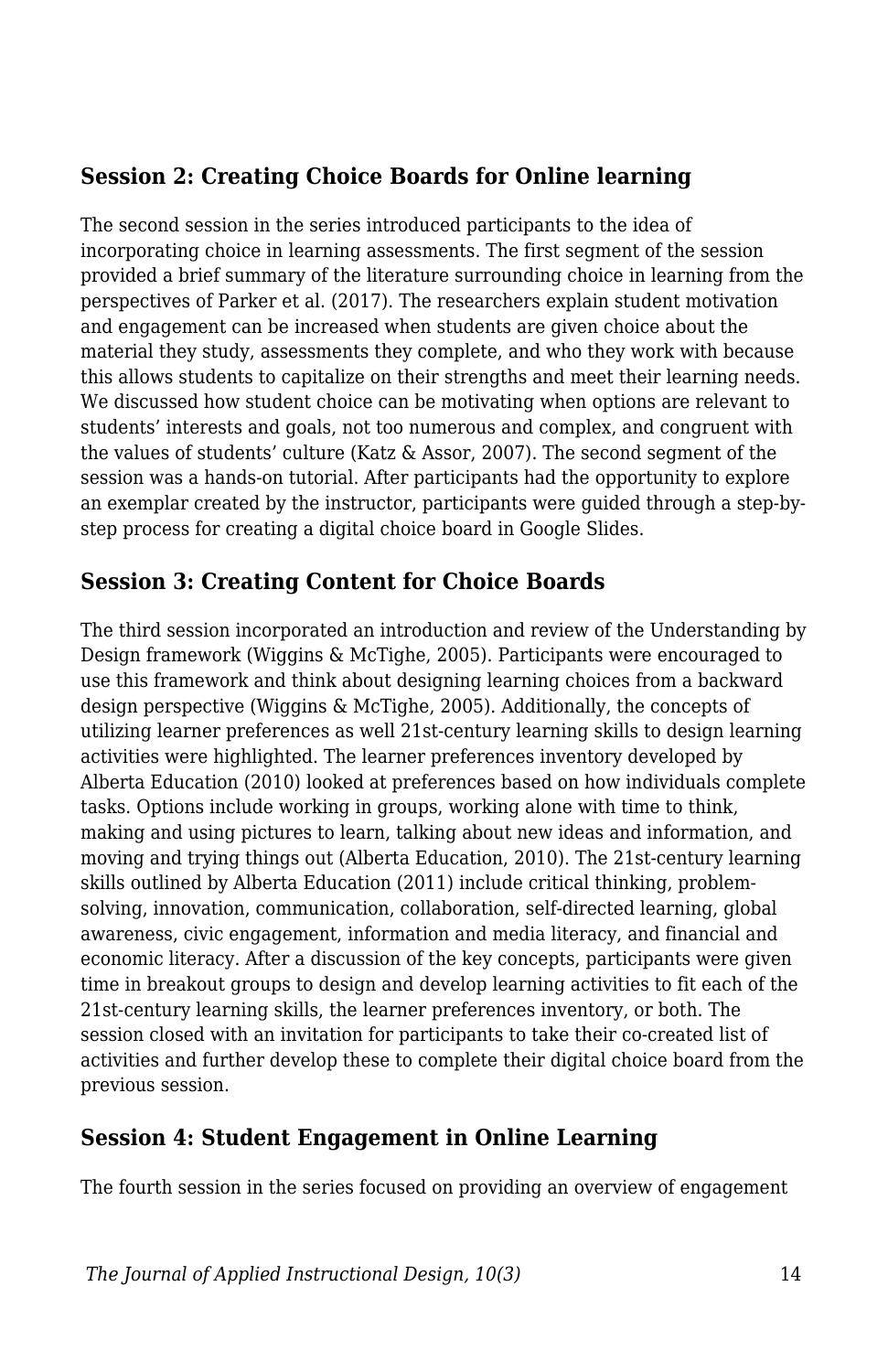## Session 2: Creating Choice Boards for Online learning

The second session in the series introduced participants to the idea of incorporating choice in learning assessments. The first segment of the session provided a brief summary of the literature surrounding choice in learning from the perspectives of Parker et al. (2017). The researchers explain student motivation and engagement can be increased when students are given choice about the material they study, assessments they complete, and who they work with because this allows students to capitalize on their strengths and meet their learning needs. We discussed how student choice can be motivating when options are relevant to students' interests and goals, not too numerous and complex, and congruent with the values of students' culture (Katz & Assor, 2007). The second segment of the session was a hands-on tutorial. After participants had the opportunity to explore an exemplar created by the instructor, participants were guided through a step-by-step process for creating a digital choice board in Google Slides.

## Session 3: Creating Content for Choice Boards

The third session incorporated an introduction and review of the Understanding by Design framework (Wiggins & McTighe, 2005). Participants were encouraged to use this framework and think about designing learning choices from a backward design perspective (Wiggins & McTighe, 2005). Additionally, the concepts of utilizing learner preferences as well 21st-century learning skills to design learning activities were highlighted. The learner preferences inventory developed by Alberta Education (2010) looked at preferences based on how individuals complete tasks. Options include working in groups, working alone with time to think, making and using pictures to learn, talking about new ideas and information, and moving and trying things out (Alberta Education, 2010). The 21st-century learning skills outlined by Alberta Education (2011) include critical thinking, problem-solving, innovation, communication, collaboration, self-directed learning, global awareness, civic engagement, information and media literacy, and financial and economic literacy. After a discussion of the key concepts, participants were given time in breakout groups to design and develop learning activities to fit each of the 21st-century learning skills, the learner preferences inventory, or both. The session closed with an invitation for participants to take their co-created list of activities and further develop these to complete their digital choice board from the previous session.

## Session 4: Student Engagement in Online Learning

The fourth session in the series focused on providing an overview of engagement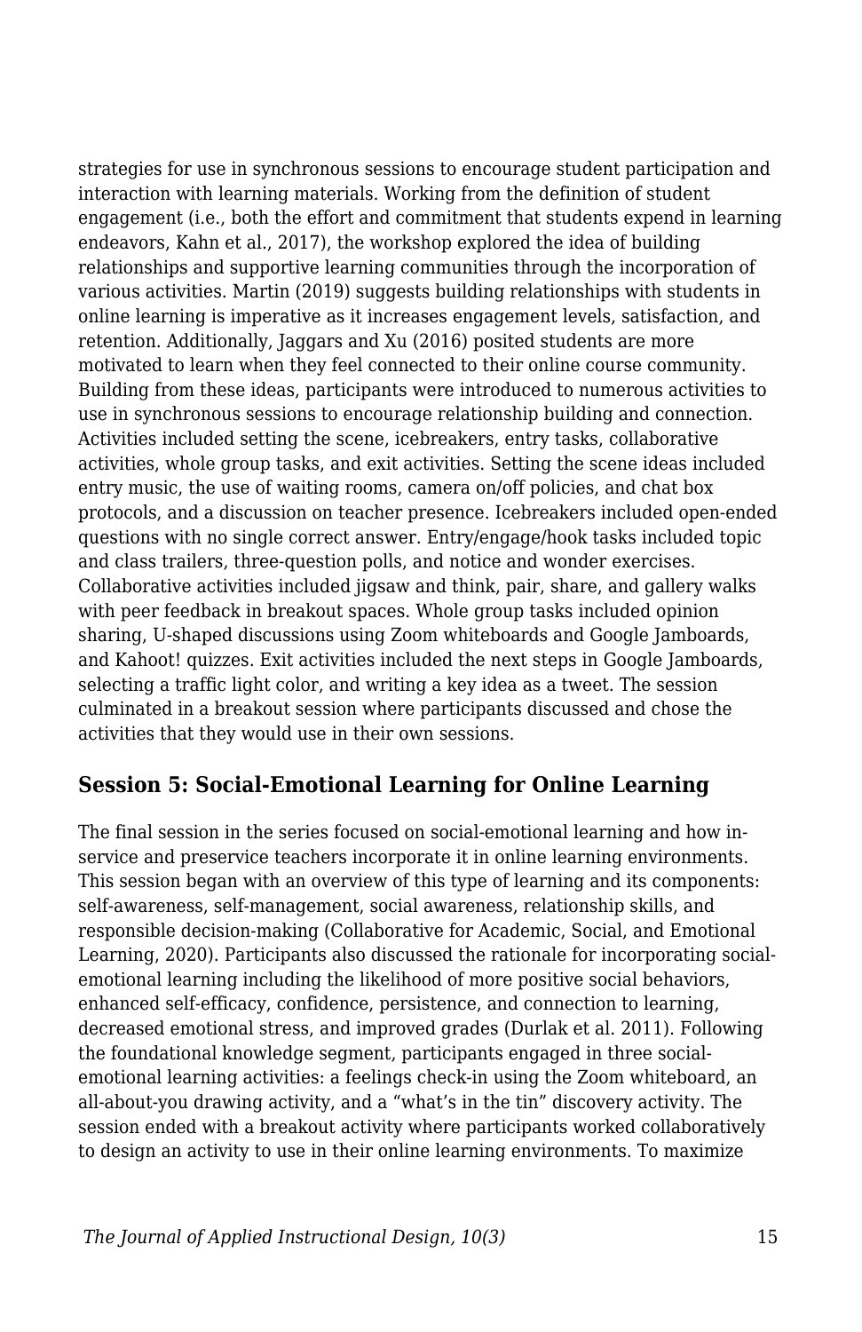strategies for use in synchronous sessions to encourage student participation and interaction with learning materials. Working from the definition of student engagement (i.e., both the effort and commitment that students expend in learning endeavors, Kahn et al., 2017), the workshop explored the idea of building relationships and supportive learning communities through the incorporation of various activities. Martin (2019) suggests building relationships with students in online learning is imperative as it increases engagement levels, satisfaction, and retention. Additionally, Jaggars and Xu (2016) posited students are more motivated to learn when they feel connected to their online course community. Building from these ideas, participants were introduced to numerous activities to use in synchronous sessions to encourage relationship building and connection. Activities included setting the scene, icebreakers, entry tasks, collaborative activities, whole group tasks, and exit activities. Setting the scene ideas included entry music, the use of waiting rooms, camera on/off policies, and chat box protocols, and a discussion on teacher presence. Icebreakers included open-ended questions with no single correct answer. Entry/engage/hook tasks included topic and class trailers, three-question polls, and notice and wonder exercises. Collaborative activities included jigsaw and think, pair, share, and gallery walks with peer feedback in breakout spaces. Whole group tasks included opinion sharing, U-shaped discussions using Zoom whiteboards and Google Jamboards, and Kahoot! quizzes. Exit activities included the next steps in Google Jamboards, selecting a traffic light color, and writing a key idea as a tweet. The session culminated in a breakout session where participants discussed and chose the activities that they would use in their own sessions.

## Session 5: Social-Emotional Learning for Online Learning

The final session in the series focused on social-emotional learning and how in-service and preservice teachers incorporate it in online learning environments. This session began with an overview of this type of learning and its components: self-awareness, self-management, social awareness, relationship skills, and responsible decision-making (Collaborative for Academic, Social, and Emotional Learning, 2020). Participants also discussed the rationale for incorporating social-emotional learning including the likelihood of more positive social behaviors, enhanced self-efficacy, confidence, persistence, and connection to learning, decreased emotional stress, and improved grades (Durlak et al. 2011). Following the foundational knowledge segment, participants engaged in three social-emotional learning activities: a feelings check-in using the Zoom whiteboard, an all-about-you drawing activity, and a "what's in the tin" discovery activity. The session ended with a breakout activity where participants worked collaboratively to design an activity to use in their online learning environments. To maximize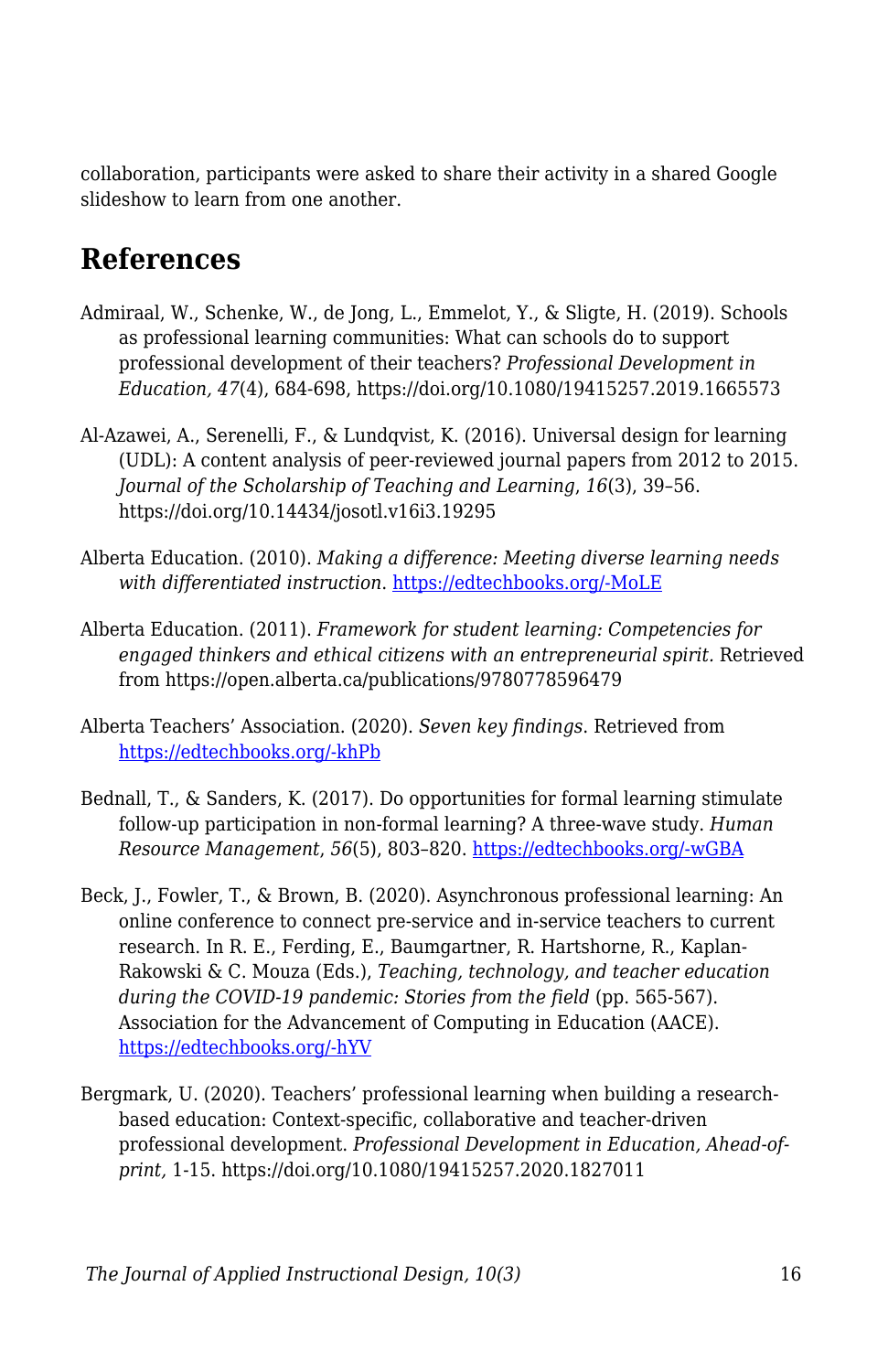collaboration, participants were asked to share their activity in a shared Google slideshow to learn from one another.

## References

Admiraal, W., Schenke, W., de Jong, L., Emmelot, Y., & Sligte, H. (2019). Schools as professional learning communities: What can schools do to support professional development of their teachers? *Professional Development in Education, 47*(4), 684-698, https://doi.org/10.1080/19415257.2019.1665573

Al-Azawei, A., Serenelli, F., & Lundqvist, K. (2016). Universal design for learning (UDL): A content analysis of peer-reviewed journal papers from 2012 to 2015. *Journal of the Scholarship of Teaching and Learning*, *16*(3), 39–56. https://doi.org/10.14434/josotl.v16i3.19295

Alberta Education. (2010). *Making a difference: Meeting diverse learning needs with differentiated instruction*. https://edtechbooks.org/-MoLE

Alberta Education. (2011). *Framework for student learning: Competencies for engaged thinkers and ethical citizens with an entrepreneurial spirit.* Retrieved from https://open.alberta.ca/publications/9780778596479

Alberta Teachers' Association. (2020). *Seven key findings*. Retrieved from https://edtechbooks.org/-khPb

Bednall, T., & Sanders, K. (2017). Do opportunities for formal learning stimulate follow-up participation in non-formal learning? A three-wave study. *Human Resource Management*, *56*(5), 803–820. https://edtechbooks.org/-wGBA

Beck, J., Fowler, T., & Brown, B. (2020). Asynchronous professional learning: An online conference to connect pre-service and in-service teachers to current research. In R. E., Ferding, E., Baumgartner, R. Hartshorne, R., Kaplan-Rakowski & C. Mouza (Eds.), *Teaching, technology, and teacher education during the COVID-19 pandemic: Stories from the field* (pp. 565-567). Association for the Advancement of Computing in Education (AACE). https://edtechbooks.org/-hYV

Bergmark, U. (2020). Teachers' professional learning when building a research-based education: Context-specific, collaborative and teacher-driven professional development. *Professional Development in Education, Ahead-of-print,* 1-15. https://doi.org/10.1080/19415257.2020.1827011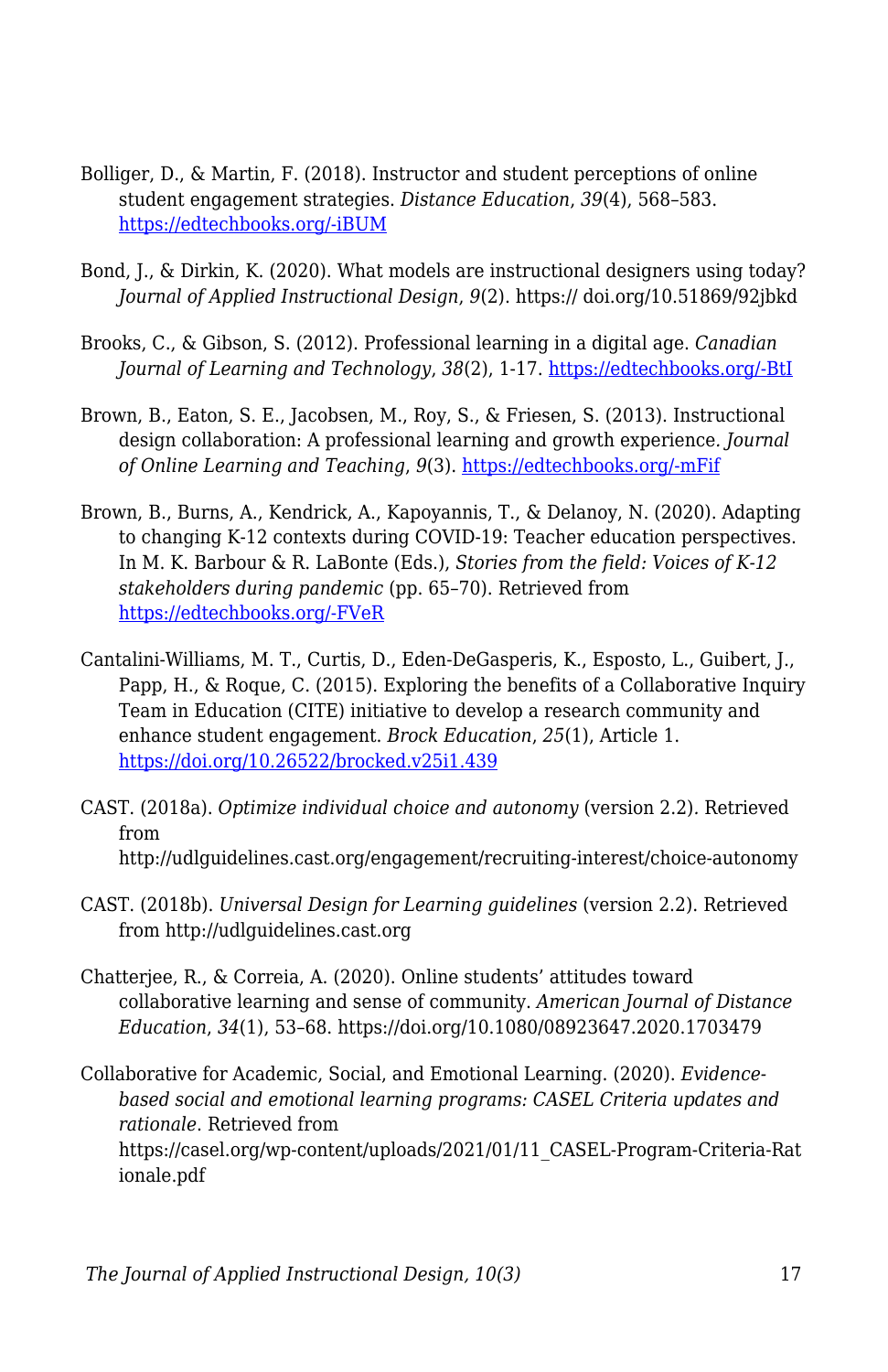Bolliger, D., & Martin, F. (2018). Instructor and student perceptions of online student engagement strategies. *Distance Education*, *39*(4), 568–583. https://edtechbooks.org/-iBUM

Bond, J., & Dirkin, K. (2020). What models are instructional designers using today? *Journal of Applied Instructional Design*, *9*(2). https:// doi.org/10.51869/92jbkd

Brooks, C., & Gibson, S. (2012). Professional learning in a digital age. *Canadian Journal of Learning and Technology*, *38*(2), 1-17. https://edtechbooks.org/-BtI

Brown, B., Eaton, S. E., Jacobsen, M., Roy, S., & Friesen, S. (2013). Instructional design collaboration: A professional learning and growth experience. *Journal of Online Learning and Teaching*, *9*(3). https://edtechbooks.org/-mFif

Brown, B., Burns, A., Kendrick, A., Kapoyannis, T., & Delanoy, N. (2020). Adapting to changing K-12 contexts during COVID-19: Teacher education perspectives. In M. K. Barbour & R. LaBonte (Eds.), *Stories from the field: Voices of K-12 stakeholders during pandemic* (pp. 65–70). Retrieved from https://edtechbooks.org/-FVeR

Cantalini-Williams, M. T., Curtis, D., Eden-DeGasperis, K., Esposto, L., Guibert, J., Papp, H., & Roque, C. (2015). Exploring the benefits of a Collaborative Inquiry Team in Education (CITE) initiative to develop a research community and enhance student engagement. *Brock Education*, *25*(1), Article 1. https://doi.org/10.26522/brocked.v25i1.439

CAST. (2018a). *Optimize individual choice and autonomy* (version 2.2). Retrieved from http://udlguidelines.cast.org/engagement/recruiting-interest/choice-autonomy

CAST. (2018b). *Universal Design for Learning guidelines* (version 2.2). Retrieved from http://udlguidelines.cast.org

Chatterjee, R., & Correia, A. (2020). Online students' attitudes toward collaborative learning and sense of community. *American Journal of Distance Education*, *34*(1), 53–68. https://doi.org/10.1080/08923647.2020.1703479

Collaborative for Academic, Social, and Emotional Learning. (2020). *Evidence-based social and emotional learning programs: CASEL Criteria updates and rationale*. Retrieved from https://casel.org/wp-content/uploads/2021/01/11_CASEL-Program-Criteria-Rationale.pdf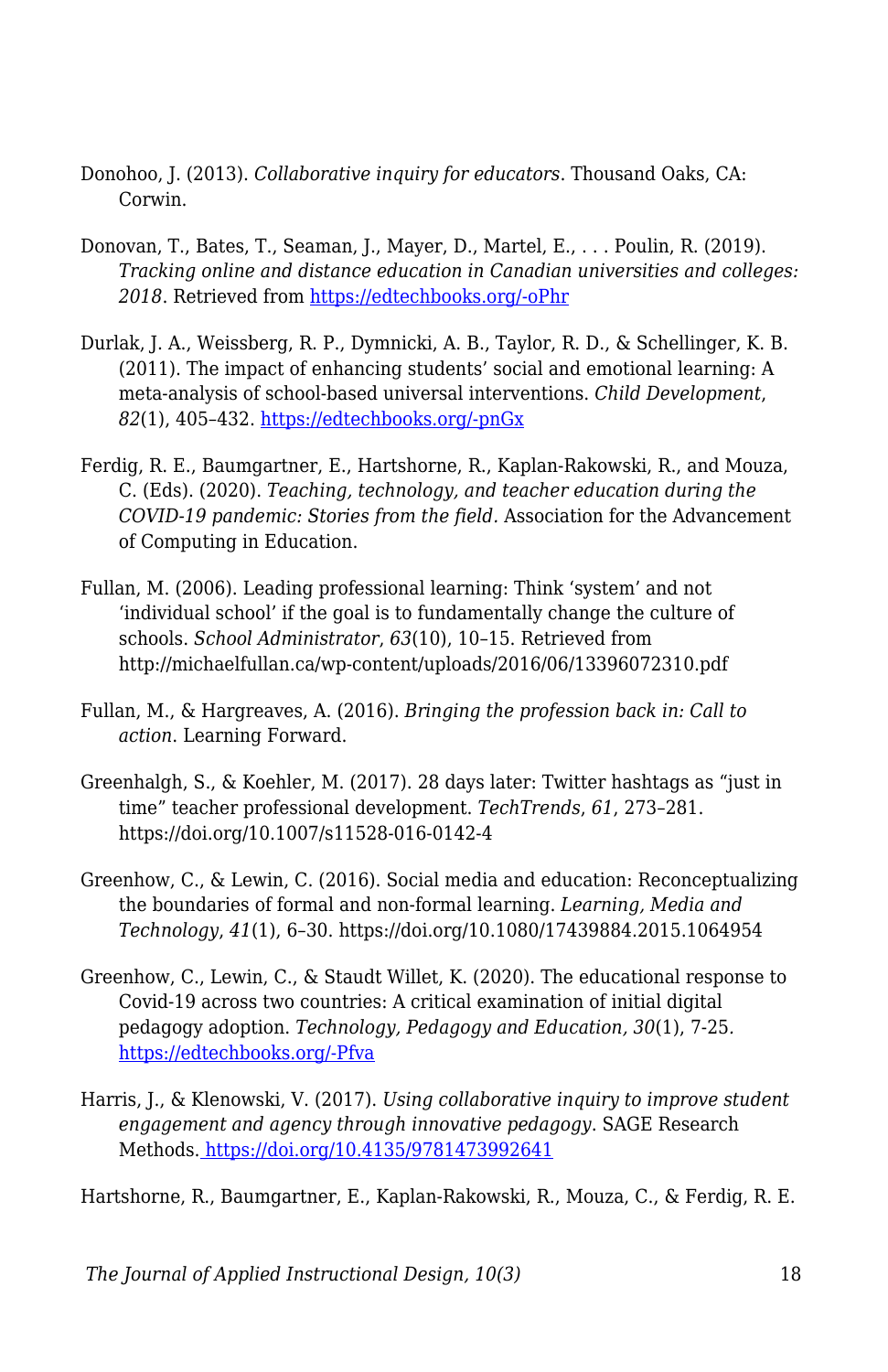Donohoo, J. (2013). *Collaborative inquiry for educators*. Thousand Oaks, CA: Corwin.

Donovan, T., Bates, T., Seaman, J., Mayer, D., Martel, E., . . . Poulin, R. (2019). *Tracking online and distance education in Canadian universities and colleges: 2018*. Retrieved from [https://edtechbooks.org/-oPhr](https://edtechbooks.org/-oPhr)

Durlak, J. A., Weissberg, R. P., Dymnicki, A. B., Taylor, R. D., & Schellinger, K. B. (2011). The impact of enhancing students' social and emotional learning: A meta-analysis of school-based universal interventions. *Child Development*, *82*(1), 405–432. [https://edtechbooks.org/-pnGx](https://edtechbooks.org/-pnGx)

Ferdig, R. E., Baumgartner, E., Hartshorne, R., Kaplan-Rakowski, R., and Mouza, C. (Eds). (2020). *Teaching, technology, and teacher education during the COVID-19 pandemic: Stories from the field*. Association for the Advancement of Computing in Education.

Fullan, M. (2006). Leading professional learning: Think 'system' and not 'individual school' if the goal is to fundamentally change the culture of schools. *School Administrator*, *63*(10), 10–15. Retrieved from http://michaelfullan.ca/wp-content/uploads/2016/06/13396072310.pdf

Fullan, M., & Hargreaves, A. (2016). *Bringing the profession back in: Call to action*. Learning Forward.

Greenhalgh, S., & Koehler, M. (2017). 28 days later: Twitter hashtags as "just in time" teacher professional development. *TechTrends*, *61*, 273–281. https://doi.org/10.1007/s11528-016-0142-4

Greenhow, C., & Lewin, C. (2016). Social media and education: Reconceptualizing the boundaries of formal and non-formal learning. *Learning, Media and Technology*, *41*(1), 6–30. https://doi.org/10.1080/17439884.2015.1064954

Greenhow, C., Lewin, C., & Staudt Willet, K. (2020). The educational response to Covid-19 across two countries: A critical examination of initial digital pedagogy adoption. *Technology, Pedagogy and Education, 30*(1), 7-25. [https://edtechbooks.org/-Pfva](https://edtechbooks.org/-Pfva)

Harris, J., & Klenowski, V. (2017). *Using collaborative inquiry to improve student engagement and agency through innovative pedagogy*. SAGE Research Methods. [https://doi.org/10.4135/9781473992641](https://doi.org/10.4135/9781473992641)

Hartshorne, R., Baumgartner, E., Kaplan-Rakowski, R., Mouza, C., & Ferdig, R. E.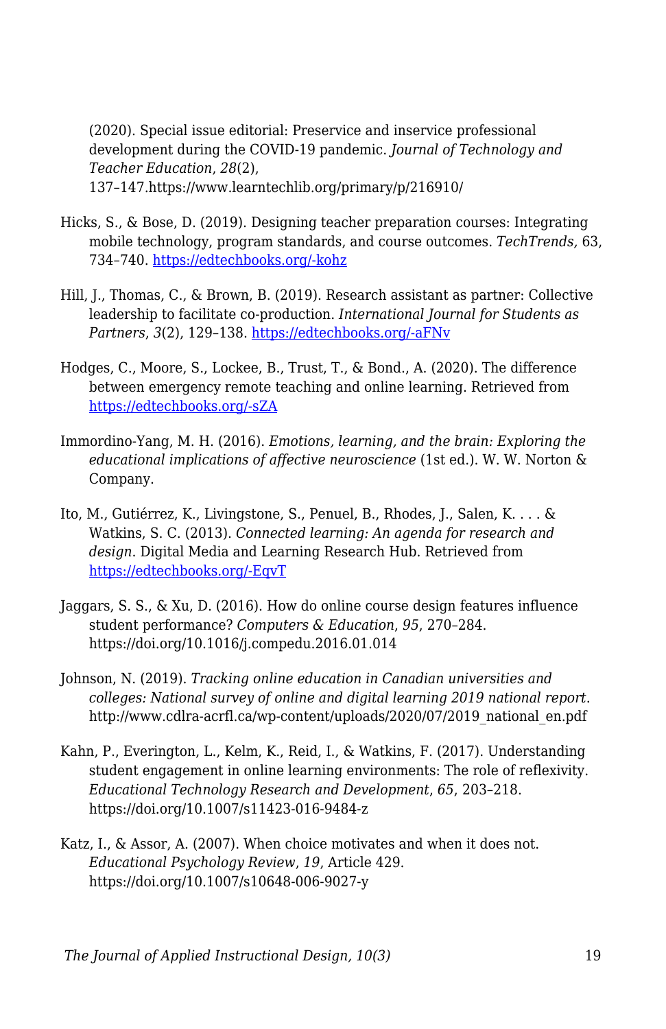(2020). Special issue editorial: Preservice and inservice professional development during the COVID-19 pandemic. *Journal of Technology and Teacher Education*, *28*(2), 137–147.https://www.learntechlib.org/primary/p/216910/

Hicks, S., & Bose, D. (2019). Designing teacher preparation courses: Integrating mobile technology, program standards, and course outcomes. *TechTrends,* 63, 734–740. [https://edtechbooks.org/-kohz](https://edtechbooks.org/-kohz)

Hill, J., Thomas, C., & Brown, B. (2019). Research assistant as partner: Collective leadership to facilitate co-production. *International Journal for Students as Partners*, *3*(2), 129–138. [https://edtechbooks.org/-aFNv](https://edtechbooks.org/-aFNv)

Hodges, C., Moore, S., Lockee, B., Trust, T., & Bond., A. (2020). The difference between emergency remote teaching and online learning. Retrieved from [https://edtechbooks.org/-sZA](https://edtechbooks.org/-sZA)

Immordino-Yang, M. H. (2016). *Emotions, learning, and the brain: Exploring the educational implications of affective neuroscience* (1st ed.). W. W. Norton & Company.

Ito, M., Gutiérrez, K., Livingstone, S., Penuel, B., Rhodes, J., Salen, K. . . . & Watkins, S. C. (2013). *Connected learning: An agenda for research and design*. Digital Media and Learning Research Hub. Retrieved from [https://edtechbooks.org/-EqvT](https://edtechbooks.org/-EqvT)

Jaggars, S. S., & Xu, D. (2016). How do online course design features influence student performance? *Computers & Education*, *95*, 270–284. https://doi.org/10.1016/j.compedu.2016.01.014

Johnson, N. (2019). *Tracking online education in Canadian universities and colleges: National survey of online and digital learning 2019 national report*. http://www.cdlra-acrfl.ca/wp-content/uploads/2020/07/2019_national_en.pdf

Kahn, P., Everington, L., Kelm, K., Reid, I., & Watkins, F. (2017). Understanding student engagement in online learning environments: The role of reflexivity. *Educational Technology Research and Development*, *65*, 203–218. https://doi.org/10.1007/s11423-016-9484-z

Katz, I., & Assor, A. (2007). When choice motivates and when it does not. *Educational Psychology Review*, *19*, Article 429. https://doi.org/10.1007/s10648-006-9027-y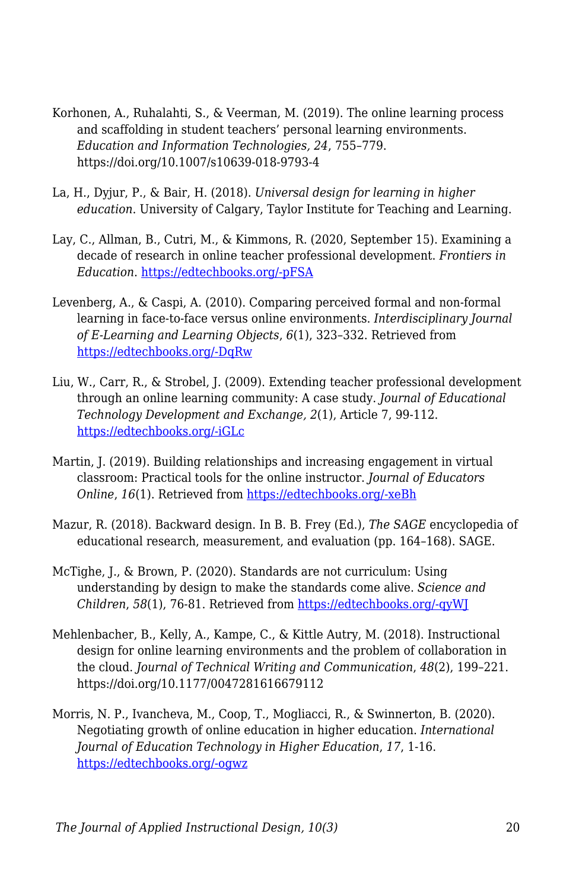Korhonen, A., Ruhalahti, S., & Veerman, M. (2019). The online learning process and scaffolding in student teachers' personal learning environments. *Education and Information Technologies, 24*, 755–779. https://doi.org/10.1007/s10639-018-9793-4

La, H., Dyjur, P., & Bair, H. (2018). *Universal design for learning in higher education*. University of Calgary, Taylor Institute for Teaching and Learning.

Lay, C., Allman, B., Cutri, M., & Kimmons, R. (2020, September 15). Examining a decade of research in online teacher professional development. *Frontiers in Education*. https://edtechbooks.org/-pFSA

Levenberg, A., & Caspi, A. (2010). Comparing perceived formal and non-formal learning in face-to-face versus online environments. *Interdisciplinary Journal of E-Learning and Learning Objects*, *6*(1), 323–332. Retrieved from https://edtechbooks.org/-DqRw

Liu, W., Carr, R., & Strobel, J. (2009). Extending teacher professional development through an online learning community: A case study. *Journal of Educational Technology Development and Exchange, 2*(1), Article 7, 99-112. https://edtechbooks.org/-iGLc

Martin, J. (2019). Building relationships and increasing engagement in virtual classroom: Practical tools for the online instructor. *Journal of Educators Online*, *16*(1). Retrieved from https://edtechbooks.org/-xeBh

Mazur, R. (2018). Backward design. In B. B. Frey (Ed.), *The SAGE* encyclopedia of educational research, measurement, and evaluation (pp. 164–168). SAGE.

McTighe, J., & Brown, P. (2020). Standards are not curriculum: Using understanding by design to make the standards come alive. *Science and Children*, *58*(1), 76-81. Retrieved from https://edtechbooks.org/-qyWJ

Mehlenbacher, B., Kelly, A., Kampe, C., & Kittle Autry, M. (2018). Instructional design for online learning environments and the problem of collaboration in the cloud. *Journal of Technical Writing and Communication*, *48*(2), 199–221. https://doi.org/10.1177/0047281616679112

Morris, N. P., Ivancheva, M., Coop, T., Mogliacci, R., & Swinnerton, B. (2020). Negotiating growth of online education in higher education. *International Journal of Education Technology in Higher Education*, *17*, 1-16. https://edtechbooks.org/-ogwz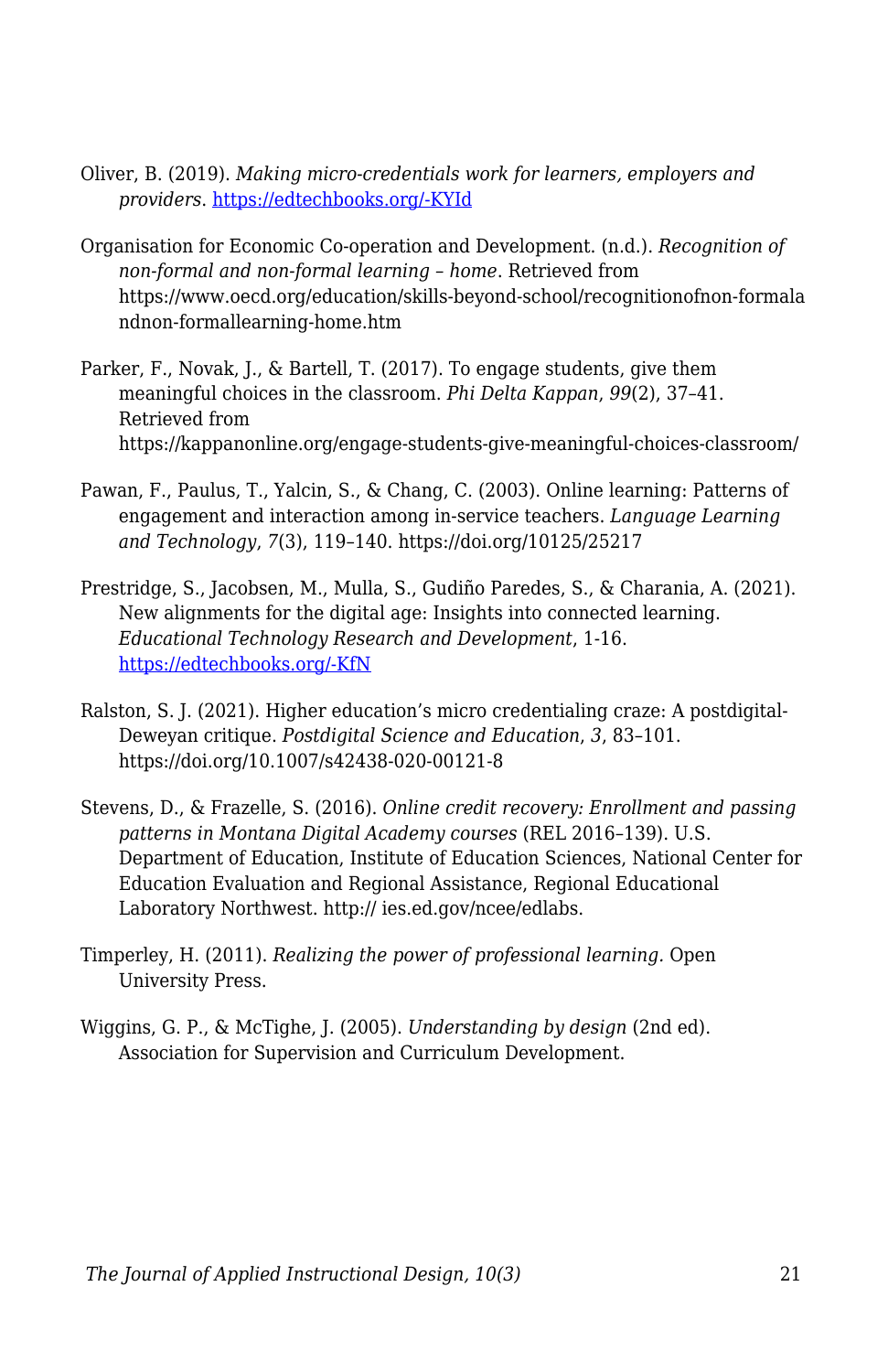Oliver, B. (2019). *Making micro-credentials work for learners, employers and providers.* [https://edtechbooks.org/-KYId](https://edtechbooks.org/-KYId)

Organisation for Economic Co-operation and Development. (n.d.). *Recognition of non-formal and non-formal learning – home*. Retrieved from https://www.oecd.org/education/skills-beyond-school/recognitionofnon-formalandnon-formallearning-home.htm

Parker, F., Novak, J., & Bartell, T. (2017). To engage students, give them meaningful choices in the classroom. *Phi Delta Kappan*, *99*(2), 37–41. Retrieved from https://kappanonline.org/engage-students-give-meaningful-choices-classroom/

Pawan, F., Paulus, T., Yalcin, S., & Chang, C. (2003). Online learning: Patterns of engagement and interaction among in-service teachers. *Language Learning and Technology*, *7*(3), 119–140. https://doi.org/10125/25217

Prestridge, S., Jacobsen, M., Mulla, S., Gudiño Paredes, S., & Charania, A. (2021). New alignments for the digital age: Insights into connected learning. *Educational Technology Research and Development*, 1-16. [https://edtechbooks.org/-KfN](https://edtechbooks.org/-KfN)

Ralston, S. J. (2021). Higher education's micro credentialing craze: A postdigital-Deweyan critique. *Postdigital Science and Education*, *3*, 83–101. https://doi.org/10.1007/s42438-020-00121-8

Stevens, D., & Frazelle, S. (2016). *Online credit recovery: Enrollment and passing patterns in Montana Digital Academy courses* (REL 2016–139). U.S. Department of Education, Institute of Education Sciences, National Center for Education Evaluation and Regional Assistance, Regional Educational Laboratory Northwest. http:// ies.ed.gov/ncee/edlabs.

Timperley, H. (2011). *Realizing the power of professional learning.* Open University Press.

Wiggins, G. P., & McTighe, J. (2005). *Understanding by design* (2nd ed). Association for Supervision and Curriculum Development.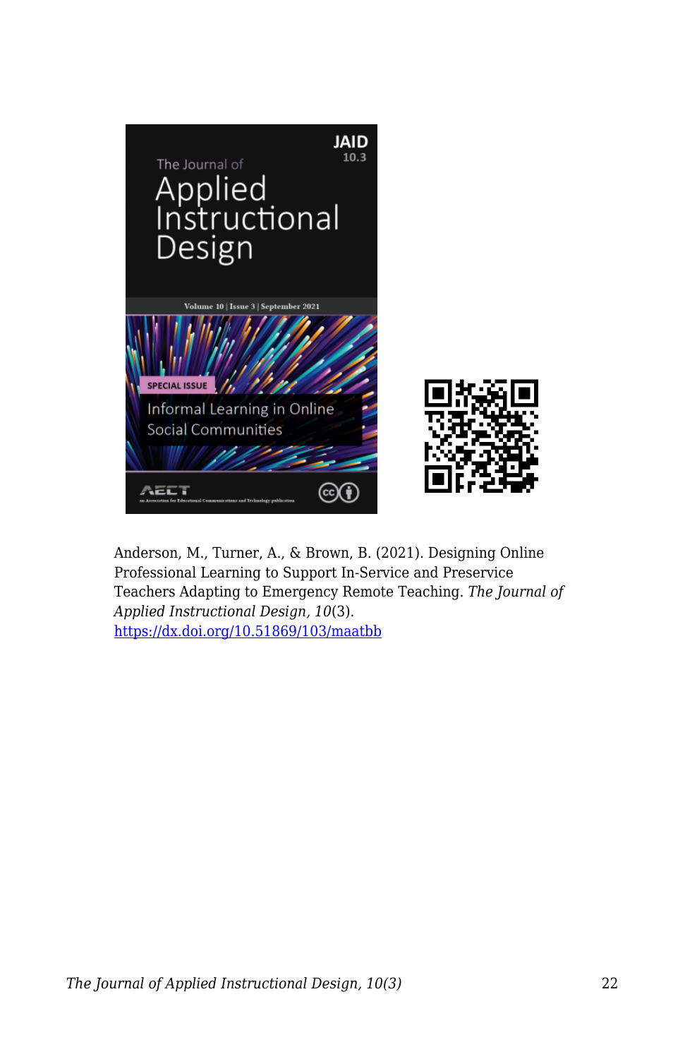Anderson, M., Turner, A., & Brown, B. (2021). Designing Online Professional Learning to Support In-Service and Preservice Teachers Adapting to Emergency Remote Teaching. *The Journal of Applied Instructional Design, 10*(3). [https://dx.doi.org/10.51869/103/maatbb](https://dx.doi.org/10.51869/103/maatbb)